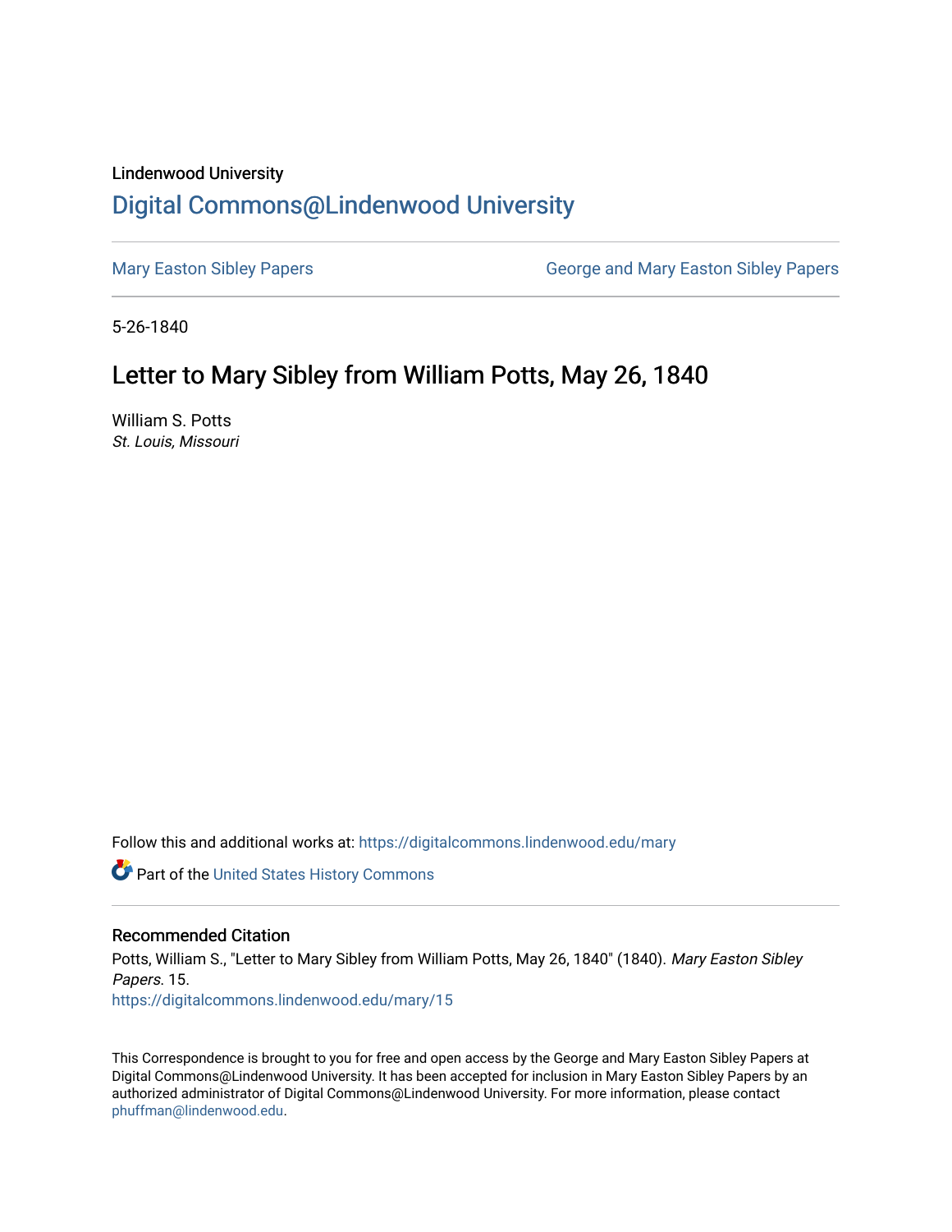Lindenwood University

# Digital Commons@Lindenwood University

Mary Easton Sibley Papers

George and Mary Easton Sibley Papers

5-26-1840

## Letter to Mary Sibley from William Potts, May 26, 1840

William S. Potts

*St. Louis, Missouri*

Follow this and additional works at: https://digitalcommons.lindenwood.edu/mary

Part of the United States History Commons

### Recommended Citation

Potts, William S., "Letter to Mary Sibley from William Potts, May 26, 1840" (1840). *Mary Easton Sibley Papers*. 15.
https://digitalcommons.lindenwood.edu/mary/15

This Correspondence is brought to you for free and open access by the George and Mary Easton Sibley Papers at Digital Commons@Lindenwood University. It has been accepted for inclusion in Mary Easton Sibley Papers by an authorized administrator of Digital Commons@Lindenwood University. For more information, please contact phuffman@lindenwood.edu.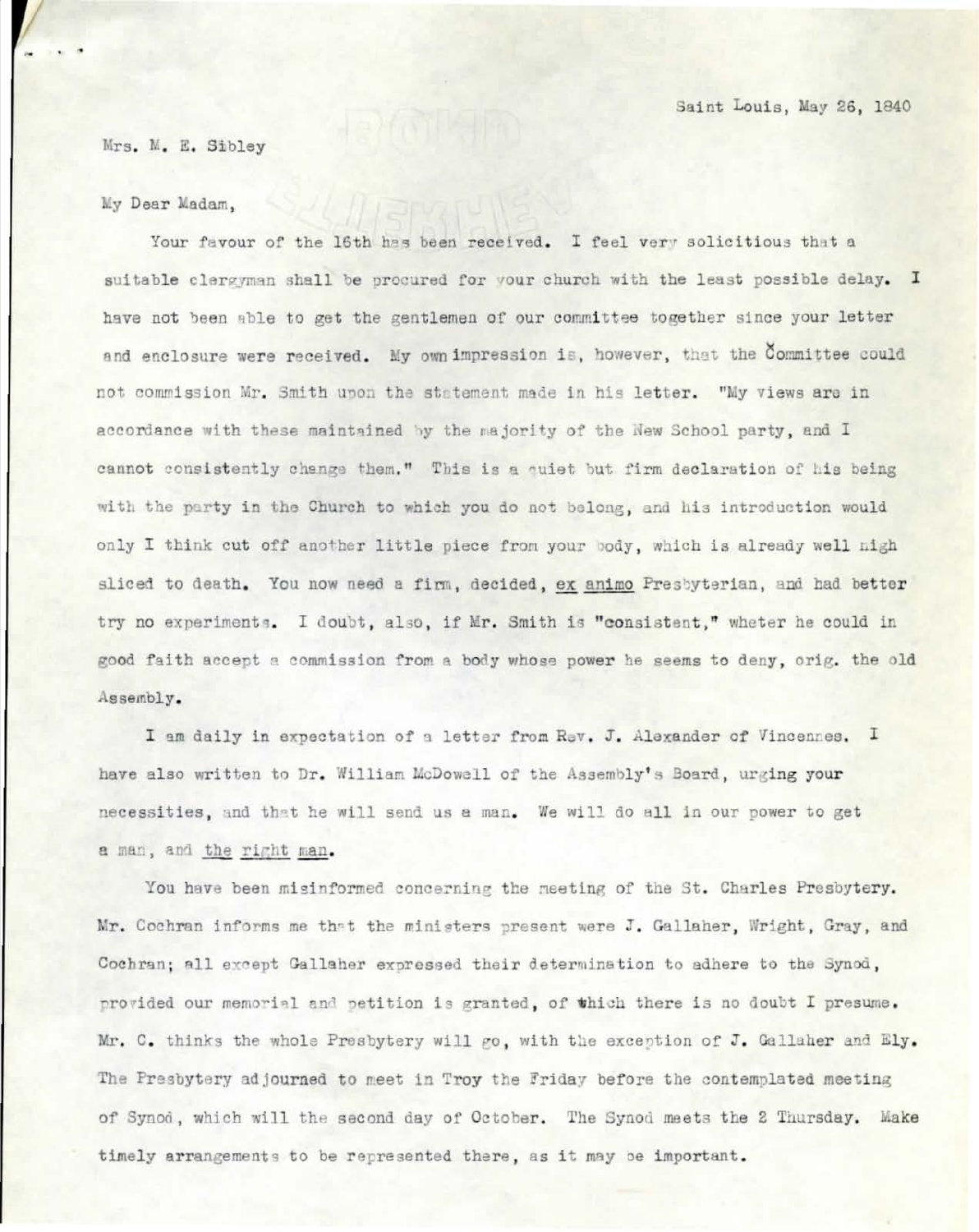Saint Louis, May 26, 1840

Mrs. M. E. Sibley

My Dear Madam,

Your favour of the 16th has been received. I feel very solicitious that a suitable clergyman shall be procured for your church with the least possible delay. I have not been able to get the gentlemen of our committee together since your letter and enclosure were received. My own impression is, however, that the Committee could not commission Mr. Smith upon the statement made in his letter. "My views are in accordance with these maintained by the majority of the New School party, and I cannot consistently change them." This is a quiet but firm declaration of his being with the party in the Church to which you do not belong, and his introduction would only I think cut off another little piece from your body, which is already well nigh sliced to death. You now need a firm, decided, <u>ex animo</u> Presbyterian, and had better try no experiments. I doubt, also, if Mr. Smith is "consistent," wheter he could in good faith accept a commission from a body whose power he seems to deny, orig. the old Assembly.

I am daily in expectation of a letter from Rev. J. Alexander of Vincennes. I have also written to Dr. William McDowell of the Assembly's Board, urging your necessities, and that he will send us a man. We will do all in our power to get a man, and <u>the right man</u>.

You have been misinformed concerning the meeting of the St. Charles Presbytery. Mr. Cochran informs me that the ministers present were J. Gallaher, Wright, Gray, and Cochran; all except Gallaher expressed their determination to adhere to the Synod, provided our memorial and petition is granted, of which there is no doubt I presume. Mr. C. thinks the whole Presbytery will go, with the exception of J. Gallaher and Ely. The Presbytery adjourned to meet in Troy the Friday before the contemplated meeting of Synod, which will the second day of October. The Synod meets the 2 Thursday. Make timely arrangements to be represented there, as it may be important.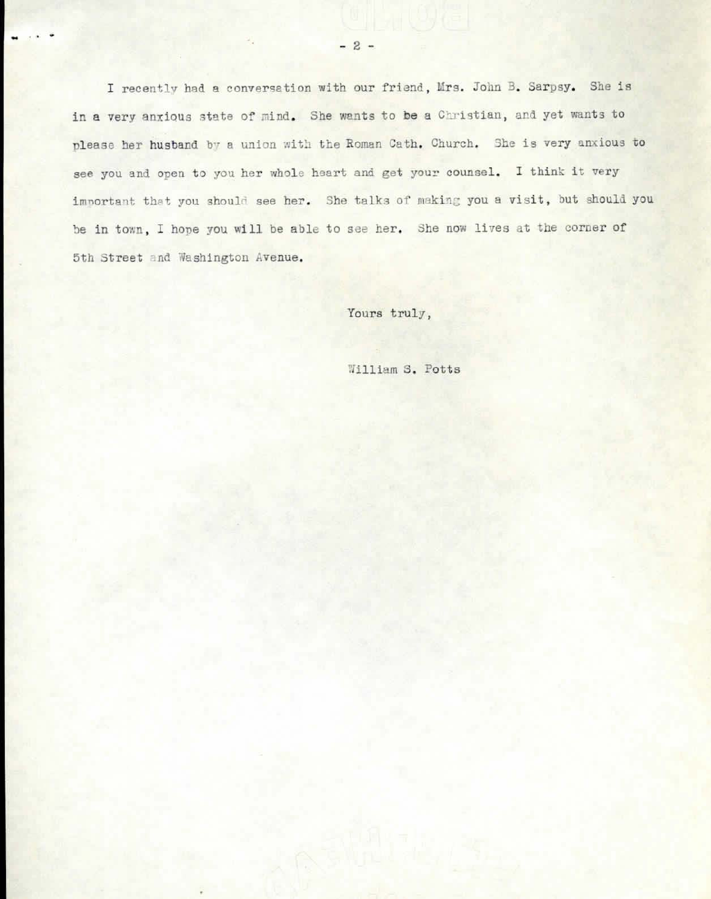I recently had a conversation with our friend, Mrs. John B. Sarpsy. She is in a very anxious state of mind. She wants to be a Christian, and yet wants to please her husband by a union with the Roman Cath. Church. She is very anxious to see you and open to you her whole heart and get your counsel. I think it very important that you should see her. She talks of making you a visit, but should you be in town, I hope you will be able to see her. She now lives at the corner of 5th Street and Washington Avenue.

Yours truly,

William S. Potts